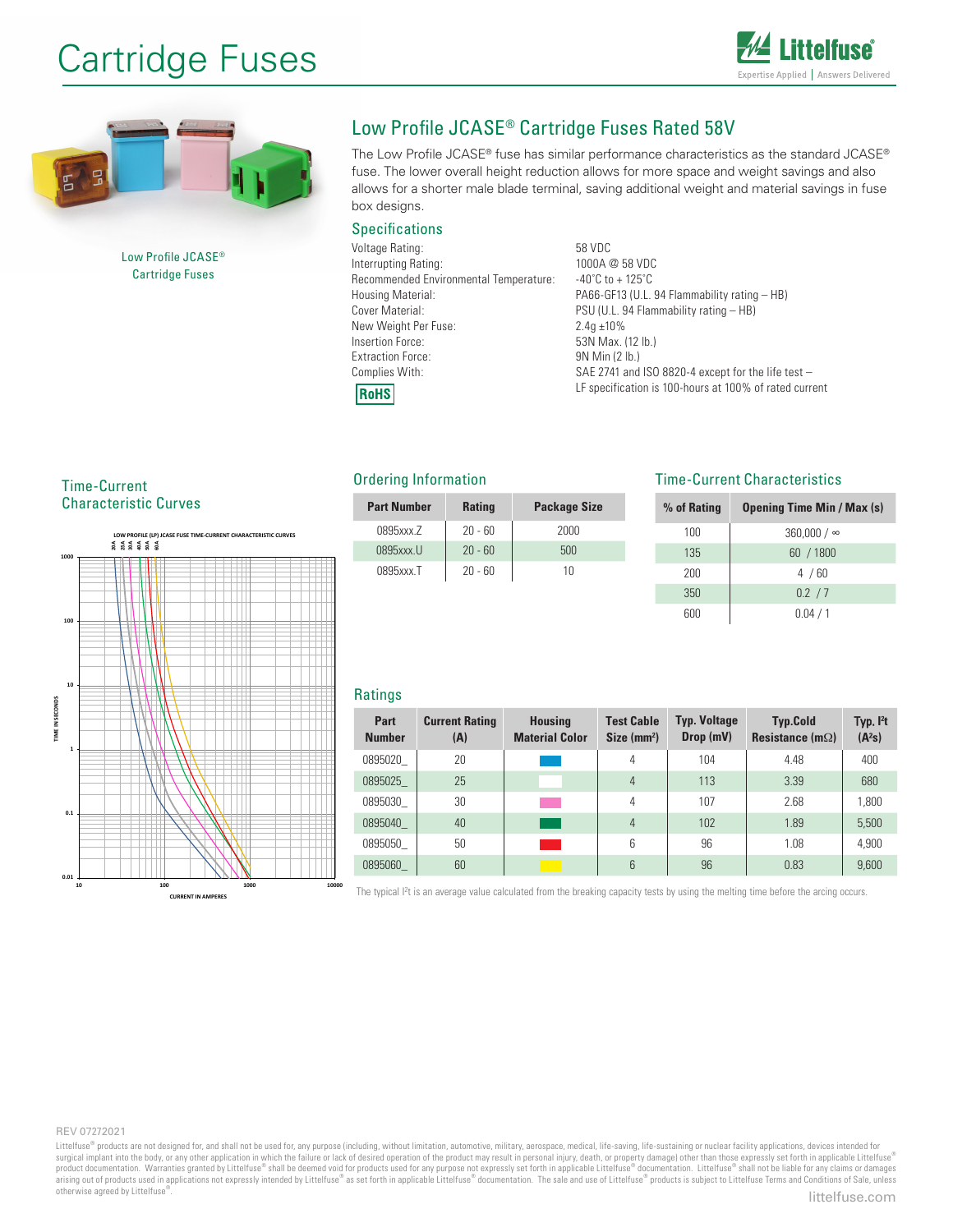# Cartridge Fuses

Low Profile JCASE® Cartridge Fuses

## Low Profile JCASE® Cartridge Fuses Rated 58V

The Low Profile JCASE® fuse has similar performance characteristics as the standard JCASE® fuse. The lower overall height reduction allows for more space and weight savings and also allows for a shorter male blade terminal, saving additional weight and material savings in fuse box designs.

### Specifications

| | |
|---|---|
| Voltage Rating: | 58 VDC |
| Interrupting Rating: | 1000A @ 58 VDC |
| Recommended Environmental Temperature: | -40˚C to + 125˚C |
| Housing Material: | PA66-GF13 (U.L. 94 Flammability rating – HB) |
| Cover Material: | PSU (U.L. 94 Flammability rating – HB) |
| New Weight Per Fuse: | 2.4g ±10% |
| Insertion Force: | 53N Max. (12 lb.) |
| Extraction Force: | 9N Min (2 lb.) |
| Complies With: | SAE 2741 and ISO 8820-4 except for the life test – LF specification is 100-hours at 100% of rated current |

RoHS

### Time-Current Characteristic Curves

LOW PROFILE (LP) JCASE FUSE TIME-CURRENT CHARACTERISTIC CURVES

20 A, 25 A, 30 A, 40 A, 50 A, 60 A

TIME IN SECONDS: 0.01, 0.1, 1, 10, 100, 1000

CURRENT IN AMPERES: 10, 100, 1000, 10000

### Ordering Information

| Part Number | Rating | Package Size |
|---|---|---|
| 0895xxx.Z | 20 - 60 | 2000 |
| 0895xxx.U | 20 - 60 | 500 |
| 0895xxx.T | 20 - 60 | 10 |

### Time-Current Characteristics

| % of Rating | Opening Time Min / Max (s) |
|---|---|
| 100 | 360,000 / ∞ |
| 135 | 60 / 1800 |
| 200 | 4 / 60 |
| 350 | 0.2 / 7 |
| 600 | 0.04 / 1 |

### Ratings

| Part Number | Current Rating (A) | Housing Material Color | Test Cable Size (mm²) | Typ. Voltage Drop (mV) | Typ.Cold Resistance (mΩ) | Typ. I²t (A²s) |
|---|---|---|---|---|---|---|
| 0895020_ | 20 | Blue | 4 | 104 | 4.48 | 400 |
| 0895025_ | 25 | White | 4 | 113 | 3.39 | 680 |
| 0895030_ | 30 | Pink | 4 | 107 | 2.68 | 1,800 |
| 0895040_ | 40 | Green | 4 | 102 | 1.89 | 5,500 |
| 0895050_ | 50 | Red | 6 | 96 | 1.08 | 4,900 |
| 0895060_ | 60 | Yellow | 6 | 96 | 0.83 | 9,600 |

The typical I²t is an average value calculated from the breaking capacity tests by using the melting time before the arcing occurs.

REV 07272021

Littelfuse® products are not designed for, and shall not be used for, any purpose (including, without limitation, automotive, military, aerospace, medical, life-saving, life-sustaining or nuclear facility applications, devices intended for surgical implant into the body, or any other application in which the failure or lack of desired operation of the product may result in personal injury, death, or property damage) other than those expressly set forth in applicable Littelfuse® product documentation. Warranties granted by Littelfuse® shall be deemed void for products used for any purpose not expressly set forth in applicable Littelfuse® documentation. Littelfuse® shall not be liable for any claims or damages arising out of products used in applications not expressly intended by Littelfuse® as set forth in applicable Littelfuse® documentation. The sale and use of Littelfuse® products is subject to Littelfuse Terms and Conditions of Sale, unless otherwise agreed by Littelfuse®.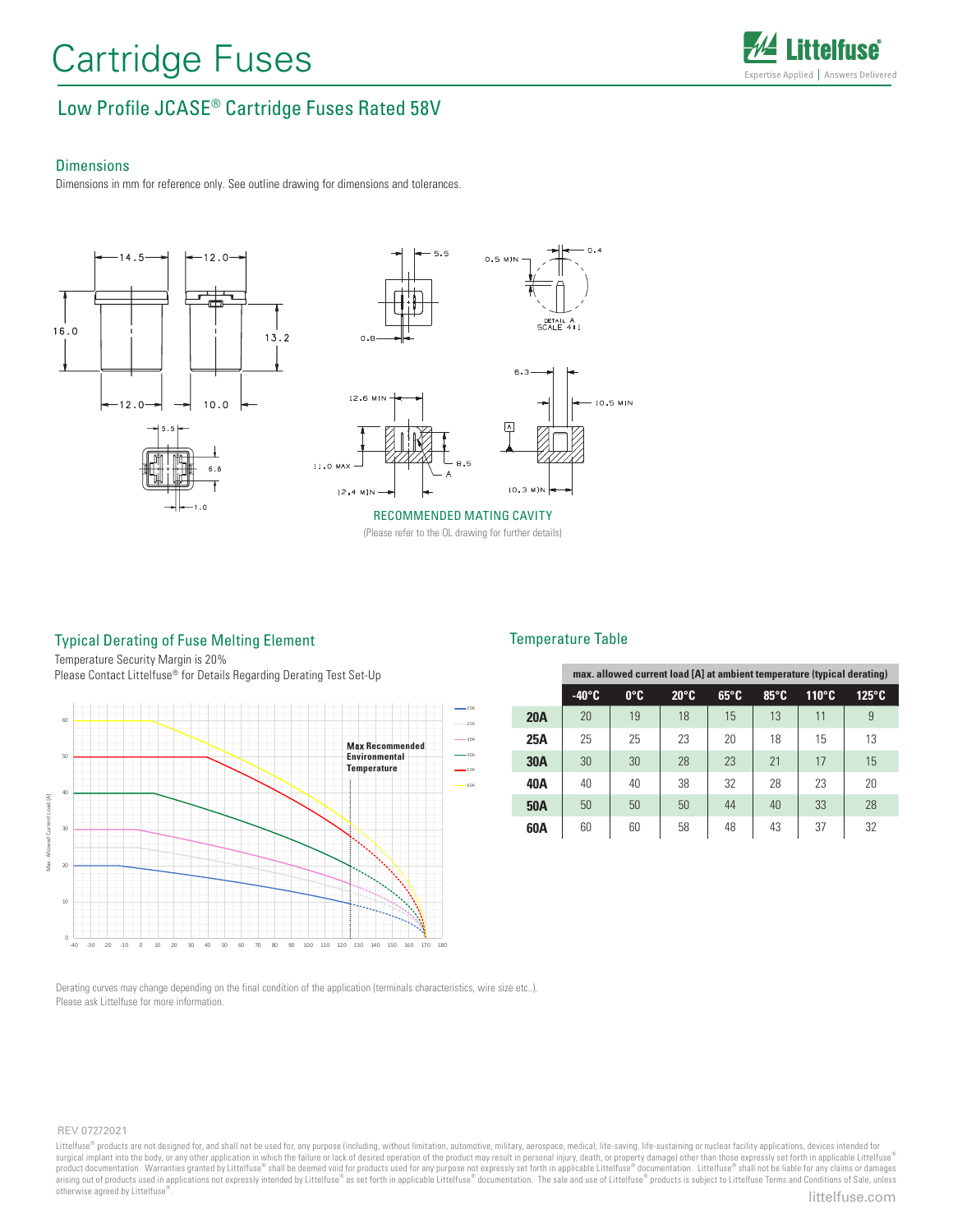# Cartridge Fuses

## Low Profile JCASE® Cartridge Fuses Rated 58V

### Dimensions

Dimensions in mm for reference only. See outline drawing for dimensions and tolerances.

14.5
12.0
16.0
13.2
12.0
10.0
5.5
6.8
1.0
5.5
0.8
0.5 MIN
0.4
DETAIL A
SCALE 4:1
6.3
10.5 MIN
12.6 MIN
11.0 MAX
8.5
A
12.4 MIN
10.3 MIN

RECOMMENDED MATING CAVITY
(Please refer to the OL drawing for further details)

### Typical Derating of Fuse Melting Element

Temperature Security Margin is 20%
Please Contact Littelfuse® for Details Regarding Derating Test Set-Up

Max. Allowed Current Load [A]
0
10
20
30
40
50
60
-40 -30 -20 -10 0 10 20 30 40 50 60 70 80 90 100 110 120 130 140 150 160 170 180
Max Recommended Environmental Temperature
20A
25A
30A
40A
50A
60A

### Temperature Table

| | max. allowed current load [A] at ambient temperature (typical derating) | | | | | | |
|---|---|---|---|---|---|---|---|
| | -40°C | 0°C | 20°C | 65°C | 85°C | 110°C | 125°C |
| **20A** | 20 | 19 | 18 | 15 | 13 | 11 | 9 |
| **25A** | 25 | 25 | 23 | 20 | 18 | 15 | 13 |
| **30A** | 30 | 30 | 28 | 23 | 21 | 17 | 15 |
| **40A** | 40 | 40 | 38 | 32 | 28 | 23 | 20 |
| **50A** | 50 | 50 | 50 | 44 | 40 | 33 | 28 |
| **60A** | 60 | 60 | 58 | 48 | 43 | 37 | 32 |

Derating curves may change depending on the final condition of the application (terminals characteristics, wire size etc..).
Please ask Littelfuse for more information.

REV 07272021

Littelfuse® products are not designed for, and shall not be used for, any purpose (including, without limitation, automotive, military, aerospace, medical, life-saving, life-sustaining or nuclear facility applications, devices intended for surgical implant into the body, or any other application in which the failure or lack of desired operation of the product may result in personal injury, death, or property damage) other than those expressly set forth in applicable Littelfuse® product documentation. Warranties granted by Littelfuse® shall be deemed void for products used for any purpose not expressly set forth in applicable Littelfuse® documentation. Littelfuse® shall not be liable for any claims or damages arising out of products used in applications not expressly intended by Littelfuse® as set forth in applicable Littelfuse® documentation. The sale and use of Littelfuse® products is subject to Littelfuse Terms and Conditions of Sale, unless otherwise agreed by Littelfuse®.